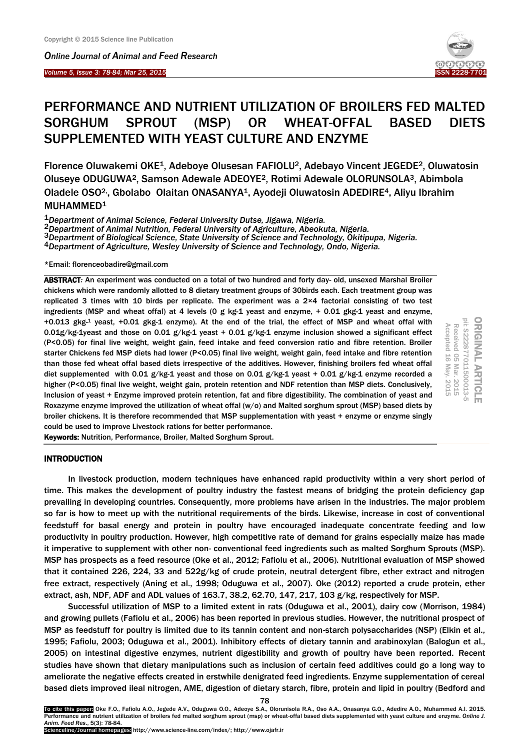# PERFORMANCE AND NUTRIENT UTILIZATION OF BROILERS FED MALTED SORGHUM SPROUT (MSP) OR WHEAT-OFFAL BASED DIETS SUPPLEMENTED WITH YEAST CULTURE AND ENZYME

Florence Oluwakemi OKE[1], Adeboye Olusesan FAFIOLU[2], Adebayo Vincent JEGEDE[2], Oluwatosin Oluseye ODUGUWA[2], Samson Adewale ADEOYE[2], Rotimi Adewale OLORUNSOLA[3], Abimbola Oladele OSO[2], Gbolabo Olaitan ONASANYA[1], Ayodeji Oluwatosin ADEDIRE[4], Aliyu Ibrahim MUHAMMED[1]

[1]*Department of Animal Science, Federal University Dutse, Jigawa, Nigeria.*
[2]*Department of Animal Nutrition, Federal University of Agriculture, Abeokuta, Nigeria.*
[3]*Department of Biological Science, State University of Science and Technology, Okitipupa, Nigeria.*
[4]*Department of Agriculture, Wesley University of Science and Technology, Ondo, Nigeria.*

*Email: florenceobadire@gmail.com

ORIGINAL ARTICLE
pii: S222877011500013-5
Received 05 Mar. 2015
Accepted 16 May. 2015

**ABSTRACT**: An experiment was conducted on a total of two hundred and forty day- old, unsexed Marshal Broiler chickens which were randomly allotted to 8 dietary treatment groups of 30birds each. Each treatment group was replicated 3 times with 10 birds per replicate. The experiment was a 2×4 factorial consisting of two test ingredients (MSP and wheat offal) at 4 levels (0 g kg-1 yeast and enzyme, + 0.01 gkg-1 yeast and enzyme, +0.013 gkg-1 yeast, +0.01 gkg-1 enzyme). At the end of the trial, the effect of MSP and wheat offal with 0.01g/kg-1yeast and those on 0.01 g/kg-1 yeast + 0.01 g/kg-1 enzyme inclusion showed a significant effect (P<0.05) for final live weight, weight gain, feed intake and feed conversion ratio and fibre retention. Broiler starter Chickens fed MSP diets had lower (P<0.05) final live weight, weight gain, feed intake and fibre retention than those fed wheat offal based diets irrespective of the additives. However, finishing broilers fed wheat offal diet supplemented with 0.01 g/kg-1 yeast and those on 0.01 g/kg-1 yeast + 0.01 g/kg-1 enzyme recorded a higher (P<0.05) final live weight, weight gain, protein retention and NDF retention than MSP diets. Conclusively, Inclusion of yeast + Enzyme improved protein retention, fat and fibre digestibility. The combination of yeast and Roxazyme enzyme improved the utilization of wheat offal (w/o) and Malted sorghum sprout (MSP) based diets by broiler chickens. It is therefore recommended that MSP supplementation with yeast + enzyme or enzyme singly could be used to improve Livestock rations for better performance.

**Keywords:** Nutrition, Performance, Broiler, Malted Sorghum Sprout.

## INTRODUCTION

In livestock production, modern techniques have enhanced rapid productivity within a very short period of time. This makes the development of poultry industry the fastest means of bridging the protein deficiency gap prevailing in developing countries. Consequently, more problems have arisen in the industries. The major problem so far is how to meet up with the nutritional requirements of the birds. Likewise, increase in cost of conventional feedstuff for basal energy and protein in poultry have encouraged inadequate concentrate feeding and low productivity in poultry production. However, high competitive rate of demand for grains especially maize has made it imperative to supplement with other non- conventional feed ingredients such as malted Sorghum Sprouts (MSP). MSP has prospects as a feed resource (Oke et al., 2012; Fafiolu et al., 2006). Nutritional evaluation of MSP showed that it contained 226, 224, 33 and 522g/kg of crude protein, neutral detergent fibre, ether extract and nitrogen free extract, respectively (Aning et al., 1998; Oduguwa et al., 2007). Oke (2012) reported a crude protein, ether extract, ash, NDF, ADF and ADL values of 163.7, 38.2, 62.70, 147, 217, 103 g/kg, respectively for MSP.

Successful utilization of MSP to a limited extent in rats (Oduguwa et al., 2001), dairy cow (Morrison, 1984) and growing pullets (Fafiolu et al., 2006) has been reported in previous studies. However, the nutritional prospect of MSP as feedstuff for poultry is limited due to its tannin content and non-starch polysaccharides (NSP) (Elkin et al., 1995; Fafiolu, 2003; Oduguwa et al., 2001). Inhibitory effects of dietary tannin and arabinoxylan (Balogun et al., 2005) on intestinal digestive enzymes, nutrient digestibility and growth of poultry have been reported. Recent studies have shown that dietary manipulations such as inclusion of certain feed additives could go a long way to ameliorate the negative effects created in erstwhile denigrated feed ingredients. Enzyme supplementation of cereal based diets improved ileal nitrogen, AME, digestion of dietary starch, fibre, protein and lipid in poultry (Bedford and

To cite this paper: Oke F.O., Fafiolu A.O., Jegede A.V., Oduguwa O.O., Adeoye S.A., Olorunsola R.A., Oso A.A., Onasanya G.O., Adedire A.O., Muhammed A.I. 2015. Performance and nutrient utilization of broilers fed malted sorghum sprout (msp) or wheat-offal based diets supplemented with yeast culture and enzyme. *Online J. Anim. Feed Res.*, 5(3): 78-84.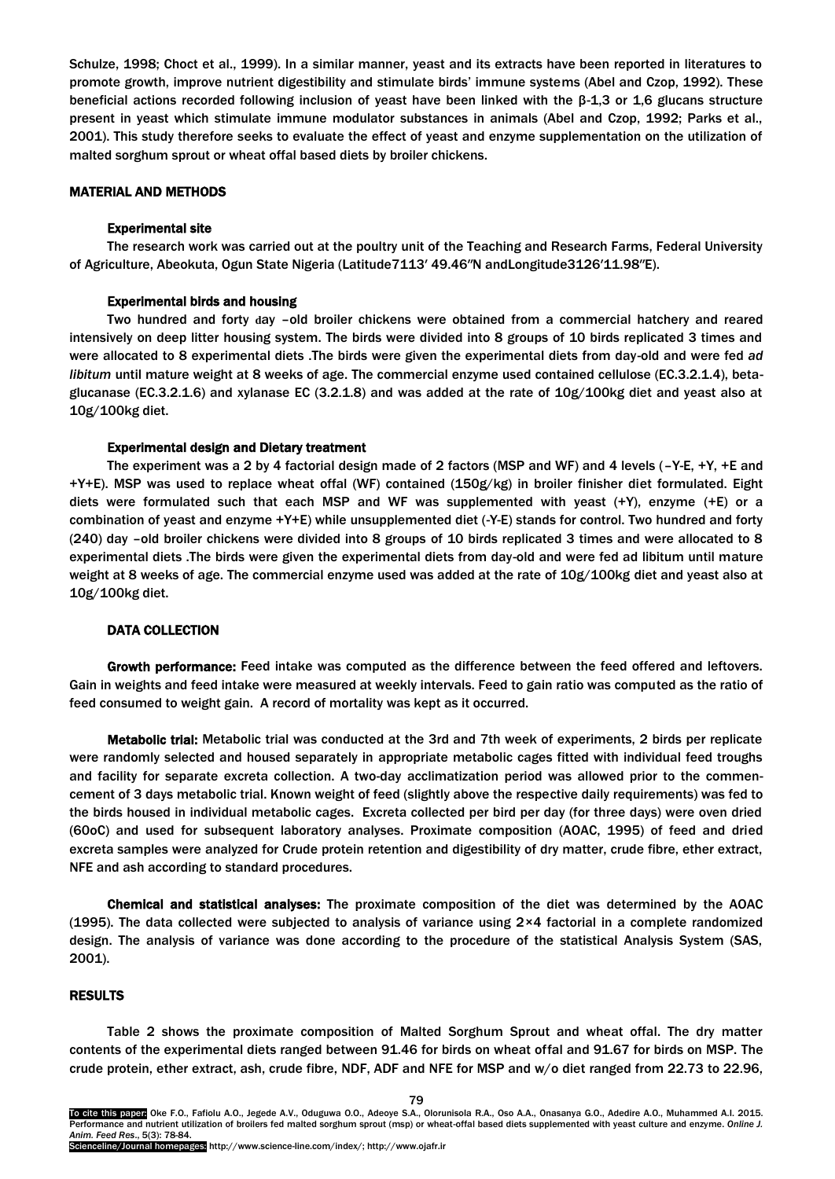Schulze, 1998; Choct et al., 1999). In a similar manner, yeast and its extracts have been reported in literatures to promote growth, improve nutrient digestibility and stimulate birds' immune systems (Abel and Czop, 1992). These beneficial actions recorded following inclusion of yeast have been linked with the β-1,3 or 1,6 glucans structure present in yeast which stimulate immune modulator substances in animals (Abel and Czop, 1992; Parks et al., 2001). This study therefore seeks to evaluate the effect of yeast and enzyme supplementation on the utilization of malted sorghum sprout or wheat offal based diets by broiler chickens.

## MATERIAL AND METHODS

### Experimental site

The research work was carried out at the poultry unit of the Teaching and Research Farms, Federal University of Agriculture, Abeokuta, Ogun State Nigeria (Latitude7113′ 49.46″N andLongitude3126′11.98″E).

### Experimental birds and housing

Two hundred and forty day –old broiler chickens were obtained from a commercial hatchery and reared intensively on deep litter housing system. The birds were divided into 8 groups of 10 birds replicated 3 times and were allocated to 8 experimental diets .The birds were given the experimental diets from day-old and were fed *ad libitum* until mature weight at 8 weeks of age. The commercial enzyme used contained cellulose (EC.3.2.1.4), beta-glucanase (EC.3.2.1.6) and xylanase EC (3.2.1.8) and was added at the rate of 10g/100kg diet and yeast also at 10g/100kg diet.

### Experimental design and Dietary treatment

The experiment was a 2 by 4 factorial design made of 2 factors (MSP and WF) and 4 levels (–Y-E, +Y, +E and +Y+E). MSP was used to replace wheat offal (WF) contained (150g/kg) in broiler finisher diet formulated. Eight diets were formulated such that each MSP and WF was supplemented with yeast (+Y), enzyme (+E) or a combination of yeast and enzyme +Y+E) while unsupplemented diet (-Y-E) stands for control. Two hundred and forty (240) day –old broiler chickens were divided into 8 groups of 10 birds replicated 3 times and were allocated to 8 experimental diets .The birds were given the experimental diets from day-old and were fed ad libitum until mature weight at 8 weeks of age. The commercial enzyme used was added at the rate of 10g/100kg diet and yeast also at 10g/100kg diet.

### DATA COLLECTION

**Growth performance:** Feed intake was computed as the difference between the feed offered and leftovers. Gain in weights and feed intake were measured at weekly intervals. Feed to gain ratio was computed as the ratio of feed consumed to weight gain. A record of mortality was kept as it occurred.

**Metabolic trial:** Metabolic trial was conducted at the 3rd and 7th week of experiments, 2 birds per replicate were randomly selected and housed separately in appropriate metabolic cages fitted with individual feed troughs and facility for separate excreta collection. A two-day acclimatization period was allowed prior to the commencement of 3 days metabolic trial. Known weight of feed (slightly above the respective daily requirements) was fed to the birds housed in individual metabolic cages. Excreta collected per bird per day (for three days) were oven dried (60oC) and used for subsequent laboratory analyses. Proximate composition (AOAC, 1995) of feed and dried excreta samples were analyzed for Crude protein retention and digestibility of dry matter, crude fibre, ether extract, NFE and ash according to standard procedures.

**Chemical and statistical analyses:** The proximate composition of the diet was determined by the AOAC (1995). The data collected were subjected to analysis of variance using 2×4 factorial in a complete randomized design. The analysis of variance was done according to the procedure of the statistical Analysis System (SAS, 2001).

## RESULTS

Table 2 shows the proximate composition of Malted Sorghum Sprout and wheat offal. The dry matter contents of the experimental diets ranged between 91.46 for birds on wheat offal and 91.67 for birds on MSP. The crude protein, ether extract, ash, crude fibre, NDF, ADF and NFE for MSP and w/o diet ranged from 22.73 to 22.96,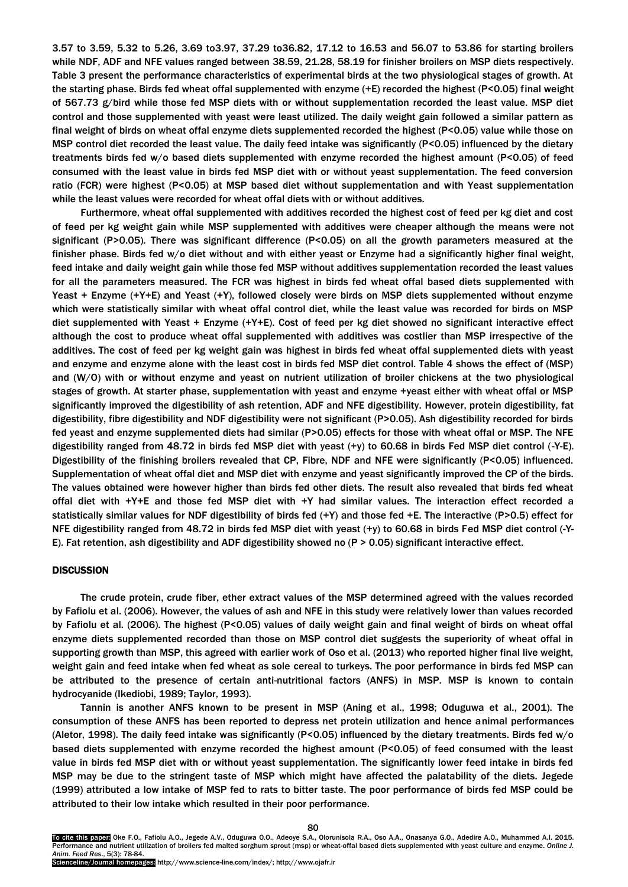3.57 to 3.59, 5.32 to 5.26, 3.69 to3.97, 37.29 to36.82, 17.12 to 16.53 and 56.07 to 53.86 for starting broilers while NDF, ADF and NFE values ranged between 38.59, 21.28, 58.19 for finisher broilers on MSP diets respectively. Table 3 present the performance characteristics of experimental birds at the two physiological stages of growth. At the starting phase. Birds fed wheat offal supplemented with enzyme (+E) recorded the highest (P<0.05) final weight of 567.73 g/bird while those fed MSP diets with or without supplementation recorded the least value. MSP diet control and those supplemented with yeast were least utilized. The daily weight gain followed a similar pattern as final weight of birds on wheat offal enzyme diets supplemented recorded the highest (P<0.05) value while those on MSP control diet recorded the least value. The daily feed intake was significantly (P<0.05) influenced by the dietary treatments birds fed w/o based diets supplemented with enzyme recorded the highest amount (P<0.05) of feed consumed with the least value in birds fed MSP diet with or without yeast supplementation. The feed conversion ratio (FCR) were highest (P<0.05) at MSP based diet without supplementation and with Yeast supplementation while the least values were recorded for wheat offal diets with or without additives.

Furthermore, wheat offal supplemented with additives recorded the highest cost of feed per kg diet and cost of feed per kg weight gain while MSP supplemented with additives were cheaper although the means were not significant (P>0.05). There was significant difference (P<0.05) on all the growth parameters measured at the finisher phase. Birds fed w/o diet without and with either yeast or Enzyme had a significantly higher final weight, feed intake and daily weight gain while those fed MSP without additives supplementation recorded the least values for all the parameters measured. The FCR was highest in birds fed wheat offal based diets supplemented with Yeast + Enzyme (+Y+E) and Yeast (+Y), followed closely were birds on MSP diets supplemented without enzyme which were statistically similar with wheat offal control diet, while the least value was recorded for birds on MSP diet supplemented with Yeast + Enzyme (+Y+E). Cost of feed per kg diet showed no significant interactive effect although the cost to produce wheat offal supplemented with additives was costlier than MSP irrespective of the additives. The cost of feed per kg weight gain was highest in birds fed wheat offal supplemented diets with yeast and enzyme and enzyme alone with the least cost in birds fed MSP diet control. Table 4 shows the effect of (MSP) and (W/O) with or without enzyme and yeast on nutrient utilization of broiler chickens at the two physiological stages of growth. At starter phase, supplementation with yeast and enzyme +yeast either with wheat offal or MSP significantly improved the digestibility of ash retention, ADF and NFE digestibility. However, protein digestibility, fat digestibility, fibre digestibility and NDF digestibility were not significant (P>0.05). Ash digestibility recorded for birds fed yeast and enzyme supplemented diets had similar (P>0.05) effects for those with wheat offal or MSP. The NFE digestibility ranged from 48.72 in birds fed MSP diet with yeast (+y) to 60.68 in birds Fed MSP diet control (-Y-E). Digestibility of the finishing broilers revealed that CP, Fibre, NDF and NFE were significantly (P<0.05) influenced. Supplementation of wheat offal diet and MSP diet with enzyme and yeast significantly improved the CP of the birds. The values obtained were however higher than birds fed other diets. The result also revealed that birds fed wheat offal diet with +Y+E and those fed MSP diet with +Y had similar values. The interaction effect recorded a statistically similar values for NDF digestibility of birds fed (+Y) and those fed +E. The interactive (P>0.5) effect for NFE digestibility ranged from 48.72 in birds fed MSP diet with yeast (+y) to 60.68 in birds Fed MSP diet control (-Y-E). Fat retention, ash digestibility and ADF digestibility showed no (P > 0.05) significant interactive effect.

## DISCUSSION

The crude protein, crude fiber, ether extract values of the MSP determined agreed with the values recorded by Fafiolu et al. (2006). However, the values of ash and NFE in this study were relatively lower than values recorded by Fafiolu et al. (2006). The highest (P<0.05) values of daily weight gain and final weight of birds on wheat offal enzyme diets supplemented recorded than those on MSP control diet suggests the superiority of wheat offal in supporting growth than MSP, this agreed with earlier work of Oso et al. (2013) who reported higher final live weight, weight gain and feed intake when fed wheat as sole cereal to turkeys. The poor performance in birds fed MSP can be attributed to the presence of certain anti-nutritional factors (ANFS) in MSP. MSP is known to contain hydrocyanide (Ikediobi, 1989; Taylor, 1993).

Tannin is another ANFS known to be present in MSP (Aning et al., 1998; Oduguwa et al., 2001). The consumption of these ANFS has been reported to depress net protein utilization and hence animal performances (Aletor, 1998). The daily feed intake was significantly (P<0.05) influenced by the dietary treatments. Birds fed w/o based diets supplemented with enzyme recorded the highest amount (P<0.05) of feed consumed with the least value in birds fed MSP diet with or without yeast supplementation. The significantly lower feed intake in birds fed MSP may be due to the stringent taste of MSP which might have affected the palatability of the diets. Jegede (1999) attributed a low intake of MSP fed to rats to bitter taste. The poor performance of birds fed MSP could be attributed to their low intake which resulted in their poor performance.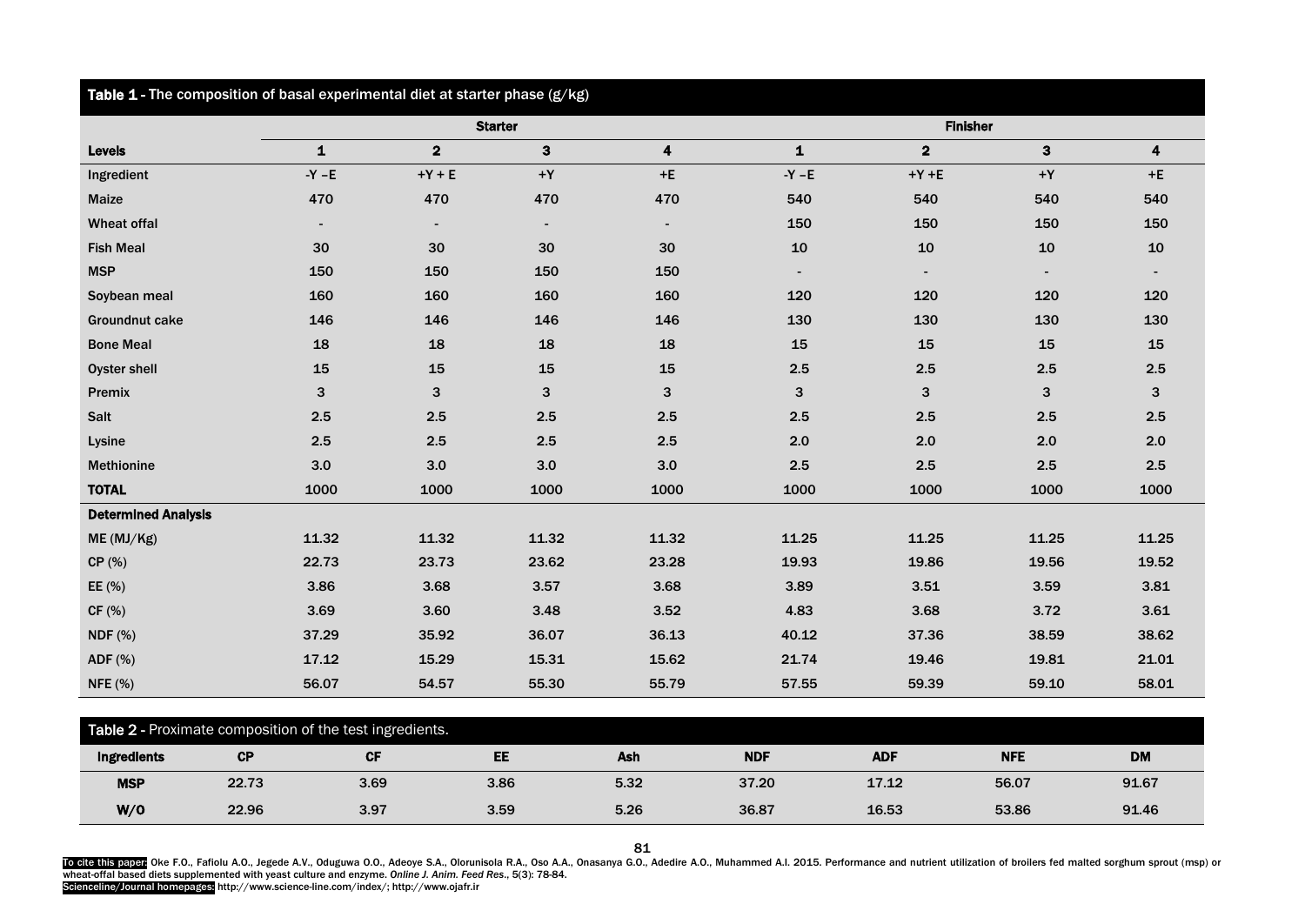**Table 1** - The composition of basal experimental diet at starter phase (g/kg)

| | Starter | | | | Finisher | | | |
|---|---|---|---|---|---|---|---|---|
| **Levels** | **1** | **2** | **3** | **4** | **1** | **2** | **3** | **4** |
| Ingredient | -Y –E | +Y + E | +Y | +E | -Y –E | +Y +E | +Y | +E |
| Maize | 470 | 470 | 470 | 470 | 540 | 540 | 540 | 540 |
| Wheat offal | - | - | - | - | 150 | 150 | 150 | 150 |
| Fish Meal | 30 | 30 | 30 | 30 | 10 | 10 | 10 | 10 |
| MSP | 150 | 150 | 150 | 150 | - | - | - | - |
| Soybean meal | 160 | 160 | 160 | 160 | 120 | 120 | 120 | 120 |
| Groundnut cake | 146 | 146 | 146 | 146 | 130 | 130 | 130 | 130 |
| Bone Meal | 18 | 18 | 18 | 18 | 15 | 15 | 15 | 15 |
| Oyster shell | 15 | 15 | 15 | 15 | 2.5 | 2.5 | 2.5 | 2.5 |
| Premix | 3 | 3 | 3 | 3 | 3 | 3 | 3 | 3 |
| Salt | 2.5 | 2.5 | 2.5 | 2.5 | 2.5 | 2.5 | 2.5 | 2.5 |
| Lysine | 2.5 | 2.5 | 2.5 | 2.5 | 2.0 | 2.0 | 2.0 | 2.0 |
| Methionine | 3.0 | 3.0 | 3.0 | 3.0 | 2.5 | 2.5 | 2.5 | 2.5 |
| **TOTAL** | 1000 | 1000 | 1000 | 1000 | 1000 | 1000 | 1000 | 1000 |
| **Determined Analysis** | | | | | | | | |
| ME (MJ/Kg) | 11.32 | 11.32 | 11.32 | 11.32 | 11.25 | 11.25 | 11.25 | 11.25 |
| CP (%) | 22.73 | 23.73 | 23.62 | 23.28 | 19.93 | 19.86 | 19.56 | 19.52 |
| EE (%) | 3.86 | 3.68 | 3.57 | 3.68 | 3.89 | 3.51 | 3.59 | 3.81 |
| CF (%) | 3.69 | 3.60 | 3.48 | 3.52 | 4.83 | 3.68 | 3.72 | 3.61 |
| NDF (%) | 37.29 | 35.92 | 36.07 | 36.13 | 40.12 | 37.36 | 38.59 | 38.62 |
| ADF (%) | 17.12 | 15.29 | 15.31 | 15.62 | 21.74 | 19.46 | 19.81 | 21.01 |
| NFE (%) | 56.07 | 54.57 | 55.30 | 55.79 | 57.55 | 59.39 | 59.10 | 58.01 |

**Table 2** - Proximate composition of the test ingredients.

| Ingredients | CP | CF | EE | Ash | NDF | ADF | NFE | DM |
|---|---|---|---|---|---|---|---|---|
| **MSP** | 22.73 | 3.69 | 3.86 | 5.32 | 37.20 | 17.12 | 56.07 | 91.67 |
| **W/O** | 22.96 | 3.97 | 3.59 | 5.26 | 36.87 | 16.53 | 53.86 | 91.46 |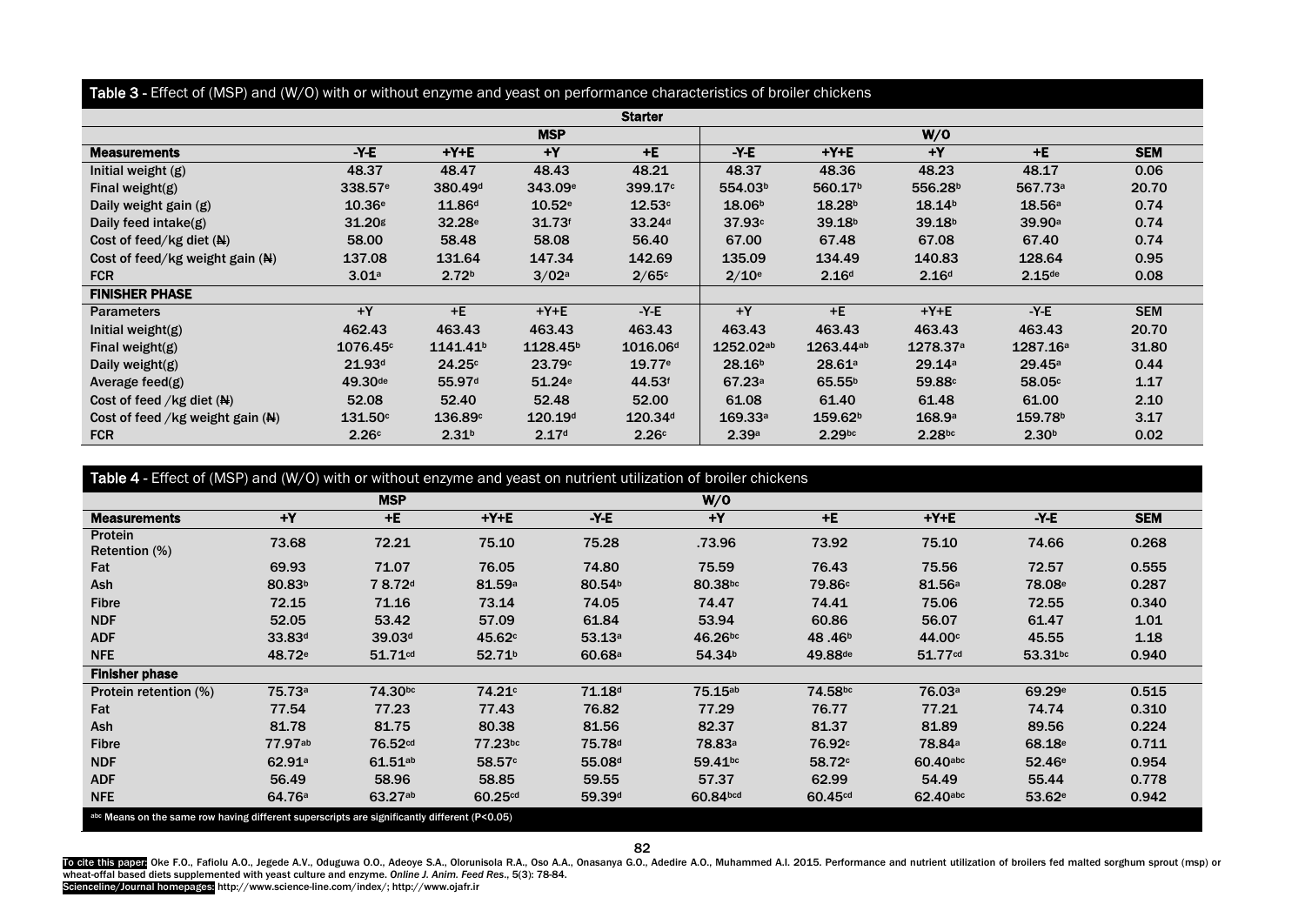**Table 3** - Effect of (MSP) and (W/O) with or without enzyme and yeast on performance characteristics of broiler chickens

| Starter | | | | | | | | | |
|---|---|---|---|---|---|---|---|---|---|
| | MSP | | | | W/O | | | | |
| **Measurements** | **-Y-E** | **+Y+E** | **+Y** | **+E** | **-Y-E** | **+Y+E** | **+Y** | **+E** | **SEM** |
| Initial weight (g) | 48.37 | 48.47 | 48.43 | 48.21 | 48.37 | 48.36 | 48.23 | 48.17 | 0.06 |
| Final weight(g) | 338.57[e] | 380.49[d] | 343.09[e] | 399.17[c] | 554.03[b] | 560.17[b] | 556.28[b] | 567.73[a] | 20.70 |
| Daily weight gain (g) | 10.36[e] | 11.86[d] | 10.52[e] | 12.53[c] | 18.06[b] | 18.28[b] | 18.14[b] | 18.56[a] | 0.74 |
| Daily feed intake(g) | 31.20[g] | 32.28[e] | 31.73[f] | 33.24[d] | 37.93[c] | 39.18[b] | 39.18[b] | 39.90[a] | 0.74 |
| Cost of feed/kg diet (₦) | 58.00 | 58.48 | 58.08 | 56.40 | 67.00 | 67.48 | 67.08 | 67.40 | 0.74 |
| Cost of feed/kg weight gain (₦) | 137.08 | 131.64 | 147.34 | 142.69 | 135.09 | 134.49 | 140.83 | 128.64 | 0.95 |
| FCR | 3.01[a] | 2.72[b] | 3/02[a] | 2/65[c] | 2/10[e] | 2.16[d] | 2.16[d] | 2.15[de] | 0.08 |
| **FINISHER PHASE** | | | | | | | | | |
| Parameters | +Y | +E | +Y+E | -Y-E | +Y | +E | +Y+E | -Y-E | SEM |
| Initial weight(g) | 462.43 | 463.43 | 463.43 | 463.43 | 463.43 | 463.43 | 463.43 | 463.43 | 20.70 |
| Final weight(g) | 1076.45[c] | 1141.41[b] | 1128.45[b] | 1016.06[d] | 1252.02[ab] | 1263.44[ab] | 1278.37[a] | 1287.16[a] | 31.80 |
| Daily weight(g) | 21.93[d] | 24.25[c] | 23.79[c] | 19.77[e] | 28.16[b] | 28.61[a] | 29.14[a] | 29.45[a] | 0.44 |
| Average feed(g) | 49.30[de] | 55.97[d] | 51.24[e] | 44.53[f] | 67.23[a] | 65.55[b] | 59.88[c] | 58.05[c] | 1.17 |
| Cost of feed /kg diet (₦) | 52.08 | 52.40 | 52.48 | 52.00 | 61.08 | 61.40 | 61.48 | 61.00 | 2.10 |
| Cost of feed /kg weight gain (₦) | 131.50[c] | 136.89[c] | 120.19[d] | 120.34[d] | 169.33[a] | 159.62[b] | 168.9[a] | 159.78[b] | 3.17 |
| FCR | 2.26[c] | 2.31[b] | 2.17[d] | 2.26[c] | 2.39[a] | 2.29[bc] | 2.28[bc] | 2.30[b] | 0.02 |

**Table 4** - Effect of (MSP) and (W/O) with or without enzyme and yeast on nutrient utilization of broiler chickens

| | MSP | | | | W/O | | | | |
|---|---|---|---|---|---|---|---|---|---|
| **Measurements** | **+Y** | **+E** | **+Y+E** | **-Y-E** | **+Y** | **+E** | **+Y+E** | **-Y-E** | **SEM** |
| Protein Retention (%) | 73.68 | 72.21 | 75.10 | 75.28 | .73.96 | 73.92 | 75.10 | 74.66 | 0.268 |
| Fat | 69.93 | 71.07 | 76.05 | 74.80 | 75.59 | 76.43 | 75.56 | 72.57 | 0.555 |
| Ash | 80.83[b] | 7 8.72[d] | 81.59[a] | 80.54[b] | 80.38[bc] | 79.86[c] | 81.56[a] | 78.08[e] | 0.287 |
| Fibre | 72.15 | 71.16 | 73.14 | 74.05 | 74.47 | 74.41 | 75.06 | 72.55 | 0.340 |
| NDF | 52.05 | 53.42 | 57.09 | 61.84 | 53.94 | 60.86 | 56.07 | 61.47 | 1.01 |
| ADF | 33.83[d] | 39.03[d] | 45.62[c] | 53.13[a] | 46.26[bc] | 48 .46[b] | 44.00[c] | 45.55 | 1.18 |
| NFE | 48.72[e] | 51.71[cd] | 52.71[b] | 60.68[a] | 54.34[b] | 49.88[de] | 51.77[cd] | 53.31[bc] | 0.940 |
| **Finisher phase** | | | | | | | | | |
| Protein retention (%) | 75.73[a] | 74.30[bc] | 74.21[c] | 71.18[d] | 75.15[ab] | 74.58[bc] | 76.03[a] | 69.29[e] | 0.515 |
| Fat | 77.54 | 77.23 | 77.43 | 76.82 | 77.29 | 76.77 | 77.21 | 74.74 | 0.310 |
| Ash | 81.78 | 81.75 | 80.38 | 81.56 | 82.37 | 81.37 | 81.89 | 89.56 | 0.224 |
| Fibre | 77.97[ab] | 76.52[cd] | 77.23[bc] | 75.78[d] | 78.83[a] | 76.92[c] | 78.84[a] | 68.18[e] | 0.711 |
| NDF | 62.91[a] | 61.51[ab] | 58.57[c] | 55.08[d] | 59.41[bc] | 58.72[c] | 60.40[abc] | 52.46[e] | 0.954 |
| ADF | 56.49 | 58.96 | 58.85 | 59.55 | 57.37 | 62.99 | 54.49 | 55.44 | 0.778 |
| NFE | 64.76[a] | 63.27[ab] | 60.25[cd] | 59.39[d] | 60.84[bcd] | 60.45[cd] | 62.40[abc] | 53.62[e] | 0.942 |

[abc] Means on the same row having different superscripts are significantly different (P<0.05)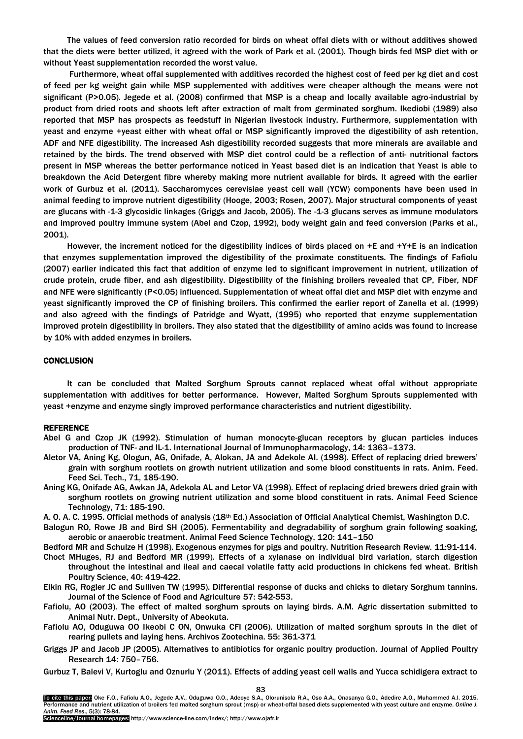The values of feed conversion ratio recorded for birds on wheat offal diets with or without additives showed that the diets were better utilized, it agreed with the work of Park et al. (2001). Though birds fed MSP diet with or without Yeast supplementation recorded the worst value.

Furthermore, wheat offal supplemented with additives recorded the highest cost of feed per kg diet and cost of feed per kg weight gain while MSP supplemented with additives were cheaper although the means were not significant (P>0.05). Jegede et al. (2008) confirmed that MSP is a cheap and locally available agro-industrial by product from dried roots and shoots left after extraction of malt from germinated sorghum. Ikediobi (1989) also reported that MSP has prospects as feedstuff in Nigerian livestock industry. Furthermore, supplementation with yeast and enzyme +yeast either with wheat offal or MSP significantly improved the digestibility of ash retention, ADF and NFE digestibility. The increased Ash digestibility recorded suggests that more minerals are available and retained by the birds. The trend observed with MSP diet control could be a reflection of anti- nutritional factors present in MSP whereas the better performance noticed in Yeast based diet is an indication that Yeast is able to breakdown the Acid Detergent fibre whereby making more nutrient available for birds. It agreed with the earlier work of Gurbuz et al. (2011). Saccharomyces cerevisiae yeast cell wall (YCW) components have been used in animal feeding to improve nutrient digestibility (Hooge, 2003; Rosen, 2007). Major structural components of yeast are glucans with -1-3 glycosidic linkages (Griggs and Jacob, 2005). The -1-3 glucans serves as immune modulators and improved poultry immune system (Abel and Czop, 1992), body weight gain and feed conversion (Parks et al., 2001).

However, the increment noticed for the digestibility indices of birds placed on +E and +Y+E is an indication that enzymes supplementation improved the digestibility of the proximate constituents. The findings of Fafiolu (2007) earlier indicated this fact that addition of enzyme led to significant improvement in nutrient, utilization of crude protein, crude fiber, and ash digestibility. Digestibility of the finishing broilers revealed that CP, Fiber, NDF and NFE were significantly (P<0.05) influenced. Supplementation of wheat offal diet and MSP diet with enzyme and yeast significantly improved the CP of finishing broilers. This confirmed the earlier report of Zanella et al. (1999) and also agreed with the findings of Patridge and Wyatt, (1995) who reported that enzyme supplementation improved protein digestibility in broilers. They also stated that the digestibility of amino acids was found to increase by 10% with added enzymes in broilers.

## CONCLUSION

It can be concluded that Malted Sorghum Sprouts cannot replaced wheat offal without appropriate supplementation with additives for better performance. However, Malted Sorghum Sprouts supplemented with yeast +enzyme and enzyme singly improved performance characteristics and nutrient digestibility.

## REFERENCE

Abel G and Czop JK (1992). Stimulation of human monocyte-glucan receptors by glucan particles induces production of TNF- and IL-1. International Journal of Immunopharmacology, 14: 1363–1373.

Aletor VA, Aning Kg, Ologun, AG, Onifade, A, Alokan, JA and Adekole AI. (1998). Effect of replacing dried brewers' grain with sorghum rootlets on growth nutrient utilization and some blood constituents in rats. Anim. Feed. Feed Sci. Tech., 71, 185-190.

Aning KG, Onifade AG, Awkan JA, Adekola AL and Letor VA (1998). Effect of replacing dried brewers dried grain with sorghum rootlets on growing nutrient utilization and some blood constituent in rats. Animal Feed Science Technology, 71: 185-190.

A. O. A. C. 1995. Official methods of analysis (18th Ed.) Association of Official Analytical Chemist, Washington D.C.

Balogun RO, Rowe JB and Bird SH (2005). Fermentability and degradability of sorghum grain following soaking, aerobic or anaerobic treatment. Animal Feed Science Technology, 120: 141–150

Bedford MR and Schulze H (1998). Exogenous enzymes for pigs and poultry. Nutrition Research Review. 11:91-114.

Choct MHuges, RJ and Bedford MR (1999). Effects of a xylanase on individual bird variation, starch digestion throughout the intestinal and ileal and caecal volatile fatty acid productions in chickens fed wheat. British Poultry Science, 40: 419-422.

Elkin RG, Rogler JC and Sulliven TW (1995). Differential response of ducks and chicks to dietary Sorghum tannins. Journal of the Science of Food and Agriculture 57: 542-553.

Fafiolu, AO (2003). The effect of malted sorghum sprouts on laying birds. A.M. Agric dissertation submitted to Animal Nutr. Dept., University of Abeokuta.

Fafiolu AO, Oduguwa OO Ikeobi C ON, Onwuka CFI (2006). Utilization of malted sorghum sprouts in the diet of rearing pullets and laying hens. Archivos Zootechina. 55: 361-371

Griggs JP and Jacob JP (2005). Alternatives to antibiotics for organic poultry production. Journal of Applied Poultry Research 14: 750–756.

Gurbuz T, Balevi V, Kurtoglu and Oznurlu Y (2011). Effects of adding yeast cell walls and Yucca schidigera extract to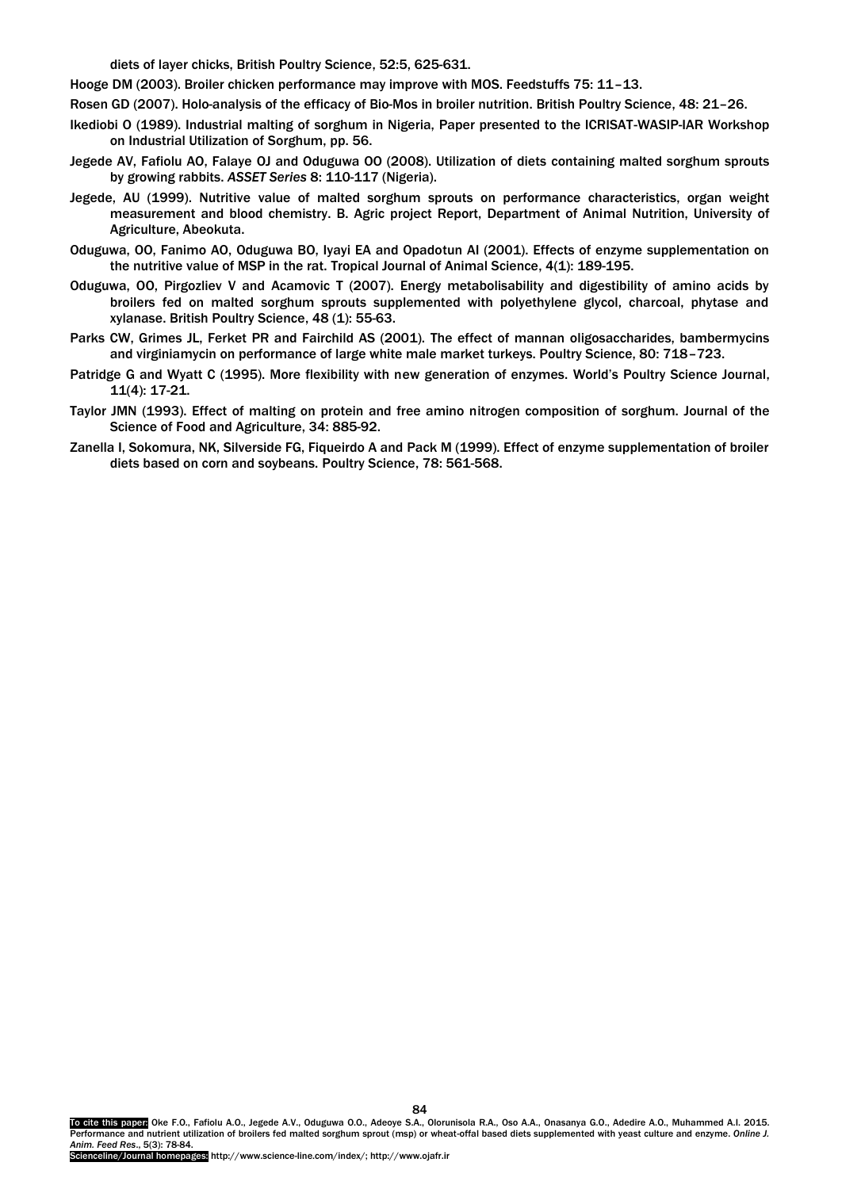diets of layer chicks, British Poultry Science, 52:5, 625-631.

Hooge DM (2003). Broiler chicken performance may improve with MOS. Feedstuffs 75: 11–13.

Rosen GD (2007). Holo-analysis of the efficacy of Bio-Mos in broiler nutrition. British Poultry Science, 48: 21–26.

Ikediobi O (1989). Industrial malting of sorghum in Nigeria, Paper presented to the ICRISAT-WASIP-IAR Workshop on Industrial Utilization of Sorghum, pp. 56.

Jegede AV, Fafiolu AO, Falaye OJ and Oduguwa OO (2008). Utilization of diets containing malted sorghum sprouts by growing rabbits. *ASSET Series* 8: 110-117 (Nigeria).

Jegede, AU (1999). Nutritive value of malted sorghum sprouts on performance characteristics, organ weight measurement and blood chemistry. B. Agric project Report, Department of Animal Nutrition, University of Agriculture, Abeokuta.

Oduguwa, OO, Fanimo AO, Oduguwa BO, Iyayi EA and Opadotun AI (2001). Effects of enzyme supplementation on the nutritive value of MSP in the rat. Tropical Journal of Animal Science, 4(1): 189-195.

Oduguwa, OO, Pirgozliev V and Acamovic T (2007). Energy metabolisability and digestibility of amino acids by broilers fed on malted sorghum sprouts supplemented with polyethylene glycol, charcoal, phytase and xylanase. British Poultry Science, 48 (1): 55-63.

Parks CW, Grimes JL, Ferket PR and Fairchild AS (2001). The effect of mannan oligosaccharides, bambermycins and virginiamycin on performance of large white male market turkeys. Poultry Science, 80: 718–723.

Patridge G and Wyatt C (1995). More flexibility with new generation of enzymes. World's Poultry Science Journal, 11(4): 17-21.

Taylor JMN (1993). Effect of malting on protein and free amino nitrogen composition of sorghum. Journal of the Science of Food and Agriculture, 34: 885-92.

Zanella I, Sokomura, NK, Silverside FG, Fiqueirdo A and Pack M (1999). Effect of enzyme supplementation of broiler diets based on corn and soybeans. Poultry Science, 78: 561-568.